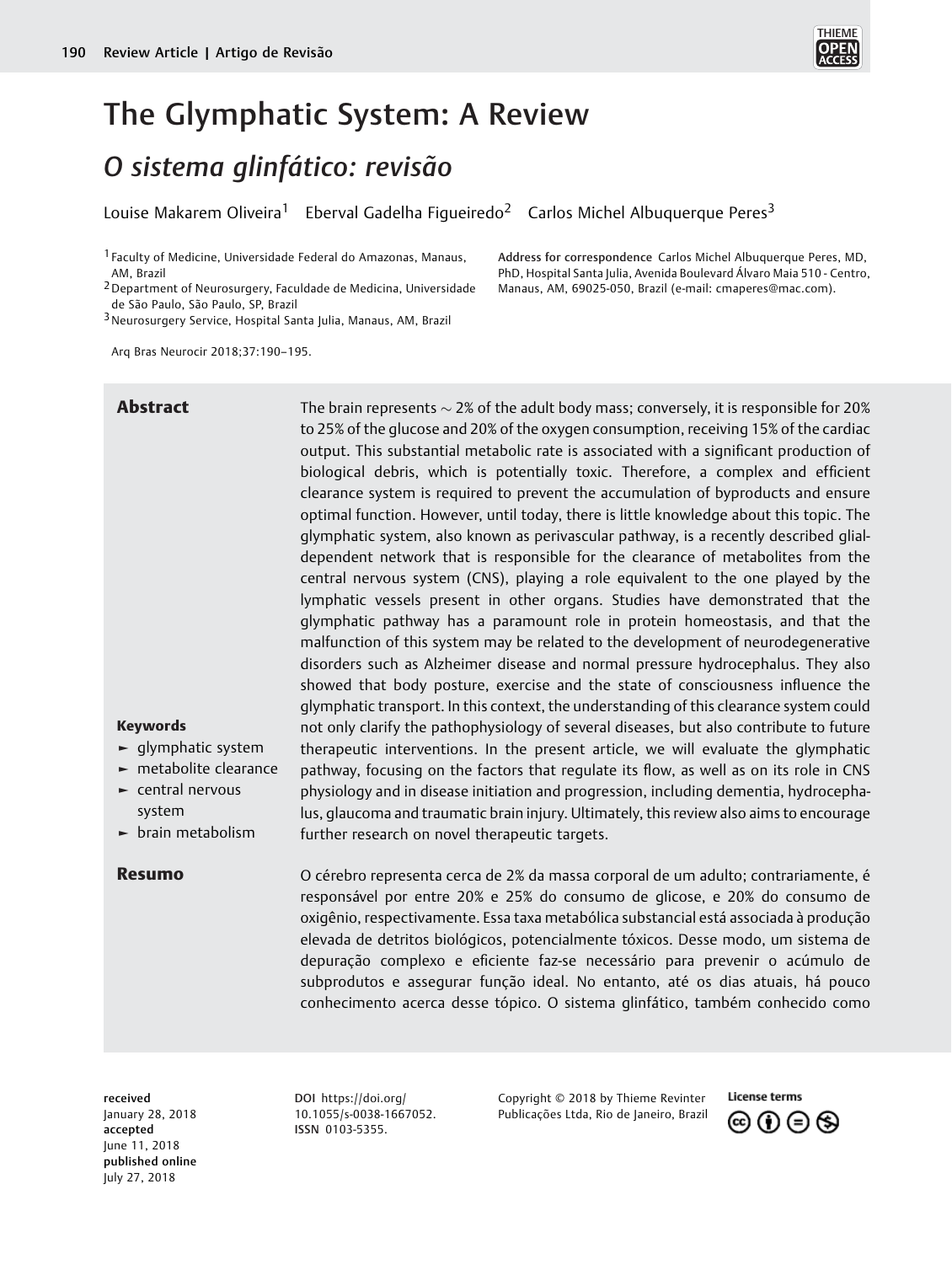# The Glymphatic System: A Review

## *O sistema glinfático: revisão*

Louise Makarem Oliveira[1] Eberval Gadelha Figueiredo[2] Carlos Michel Albuquerque Peres[3]

[1] Faculty of Medicine, Universidade Federal do Amazonas, Manaus, AM, Brazil

[2] Department of Neurosurgery, Faculdade de Medicina, Universidade de São Paulo, São Paulo, SP, Brazil

[3] Neurosurgery Service, Hospital Santa Julia, Manaus, AM, Brazil

**Address for correspondence** Carlos Michel Albuquerque Peres, MD, PhD, Hospital Santa Julia, Avenida Boulevard Álvaro Maia 510 - Centro, Manaus, AM, 69025-050, Brazil (e-mail: cmaperes@mac.com).

Arq Bras Neurocir 2018;37:190–195.

### Abstract

The brain represents ~ 2% of the adult body mass; conversely, it is responsible for 20% to 25% of the glucose and 20% of the oxygen consumption, receiving 15% of the cardiac output. This substantial metabolic rate is associated with a significant production of biological debris, which is potentially toxic. Therefore, a complex and efficient clearance system is required to prevent the accumulation of byproducts and ensure optimal function. However, until today, there is little knowledge about this topic. The glymphatic system, also known as perivascular pathway, is a recently described glial-dependent network that is responsible for the clearance of metabolites from the central nervous system (CNS), playing a role equivalent to the one played by the lymphatic vessels present in other organs. Studies have demonstrated that the glymphatic pathway has a paramount role in protein homeostasis, and that the malfunction of this system may be related to the development of neurodegenerative disorders such as Alzheimer disease and normal pressure hydrocephalus. They also showed that body posture, exercise and the state of consciousness influence the glymphatic transport. In this context, the understanding of this clearance system could not only clarify the pathophysiology of several diseases, but also contribute to future therapeutic interventions. In the present article, we will evaluate the glymphatic pathway, focusing on the factors that regulate its flow, as well as on its role in CNS physiology and in disease initiation and progression, including dementia, hydrocephalus, glaucoma and traumatic brain injury. Ultimately, this review also aims to encourage further research on novel therapeutic targets.

**Keywords**

- glymphatic system
- metabolite clearance
- central nervous system
- brain metabolism

### Resumo

O cérebro representa cerca de 2% da massa corporal de um adulto; contrariamente, é responsável por entre 20% e 25% do consumo de glicose, e 20% do consumo de oxigênio, respectivamente. Essa taxa metabólica substancial está associada à produção elevada de detritos biológicos, potencialmente tóxicos. Desse modo, um sistema de depuração complexo e eficiente faz-se necessário para prevenir o acúmulo de subprodutos e assegurar função ideal. No entanto, até os dias atuais, há pouco conhecimento acerca desse tópico. O sistema glinfático, também conhecido como

**received** January 28, 2018
**accepted** June 11, 2018
**published online** July 27, 2018

**DOI** https://doi.org/10.1055/s-0038-1667052.
**ISSN** 0103-5355.

Copyright © 2018 by Thieme Revinter Publicações Ltda, Rio de Janeiro, Brazil

License terms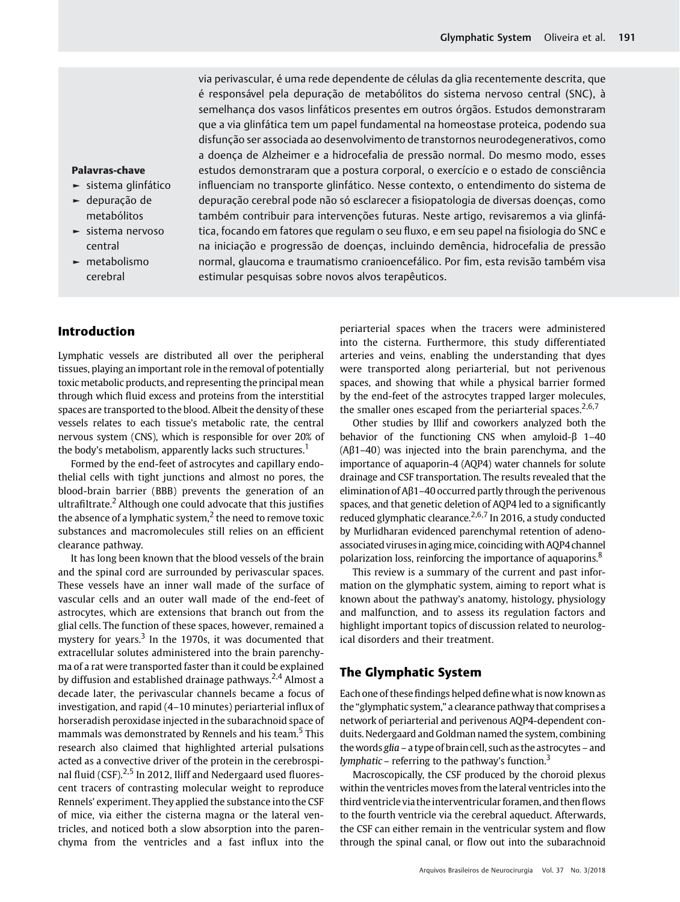via perivascular, é uma rede dependente de células da glia recentemente descrita, que é responsável pela depuração de metabólitos do sistema nervoso central (SNC), à semelhança dos vasos linfáticos presentes em outros órgãos. Estudos demonstraram que a via glinfática tem um papel fundamental na homeostase proteica, podendo sua disfunção ser associada ao desenvolvimento de transtornos neurodegenerativos, como a doença de Alzheimer e a hidrocefalia de pressão normal. Do mesmo modo, esses estudos demonstraram que a postura corporal, o exercício e o estado de consciência influenciam no transporte glinfático. Nesse contexto, o entendimento do sistema de depuração cerebral pode não só esclarecer a fisiopatologia de diversas doenças, como também contribuir para intervenções futuras. Neste artigo, revisaremos a via glinfática, focando em fatores que regulam o seu fluxo, e em seu papel na fisiologia do SNC e na iniciação e progressão de doenças, incluindo demência, hidrocefalia de pressão normal, glaucoma e traumatismo cranioencefálico. Por fim, esta revisão também visa estimular pesquisas sobre novos alvos terapêuticos.

**Palavras-chave**

- sistema glinfático
- depuração de metabólitos
- sistema nervoso central
- metabolismo cerebral

## Introduction

Lymphatic vessels are distributed all over the peripheral tissues, playing an important role in the removal of potentially toxic metabolic products, and representing the principal mean through which fluid excess and proteins from the interstitial spaces are transported to the blood. Albeit the density of these vessels relates to each tissue's metabolic rate, the central nervous system (CNS), which is responsible for over 20% of the body's metabolism, apparently lacks such structures.[1]

Formed by the end-feet of astrocytes and capillary endothelial cells with tight junctions and almost no pores, the blood-brain barrier (BBB) prevents the generation of an ultrafiltrate.[2] Although one could advocate that this justifies the absence of a lymphatic system,[2] the need to remove toxic substances and macromolecules still relies on an efficient clearance pathway.

It has long been known that the blood vessels of the brain and the spinal cord are surrounded by perivascular spaces. These vessels have an inner wall made of the surface of vascular cells and an outer wall made of the end-feet of astrocytes, which are extensions that branch out from the glial cells. The function of these spaces, however, remained a mystery for years.[3] In the 1970s, it was documented that extracellular solutes administered into the brain parenchyma of a rat were transported faster than it could be explained by diffusion and established drainage pathways.[2,4] Almost a decade later, the perivascular channels became a focus of investigation, and rapid (4–10 minutes) periarterial influx of horseradish peroxidase injected in the subarachnoid space of mammals was demonstrated by Rennels and his team.[5] This research also claimed that highlighted arterial pulsations acted as a convective driver of the protein in the cerebrospinal fluid (CSF).[2,5] In 2012, Iliff and Nedergaard used fluorescent tracers of contrasting molecular weight to reproduce Rennels' experiment. They applied the substance into the CSF of mice, via either the cisterna magna or the lateral ventricles, and noticed both a slow absorption into the parenchyma from the ventricles and a fast influx into the periarterial spaces when the tracers were administered into the cisterna. Furthermore, this study differentiated arteries and veins, enabling the understanding that dyes were transported along periarterial, but not perivenous spaces, and showing that while a physical barrier formed by the end-feet of the astrocytes trapped larger molecules, the smaller ones escaped from the periarterial spaces.[2,6,7]

Other studies by Illif and coworkers analyzed both the behavior of the functioning CNS when amyloid-β 1–40 (Aβ1–40) was injected into the brain parenchyma, and the importance of aquaporin-4 (AQP4) water channels for solute drainage and CSF transportation. The results revealed that the elimination of Aβ1–40 occurred partly through the perivenous spaces, and that genetic deletion of AQP4 led to a significantly reduced glymphatic clearance.[2,6,7] In 2016, a study conducted by Murlidharan evidenced parenchymal retention of adeno-associated viruses in aging mice, coinciding with AQP4 channel polarization loss, reinforcing the importance of aquaporins.[8]

This review is a summary of the current and past information on the glymphatic system, aiming to report what is known about the pathway's anatomy, histology, physiology and malfunction, and to assess its regulation factors and highlight important topics of discussion related to neurological disorders and their treatment.

## The Glymphatic System

Each one of these findings helped define what is now known as the "glymphatic system," a clearance pathway that comprises a network of periarterial and perivenous AQP4-dependent conduits. Nedergaard and Goldman named the system, combining the words *glia* – a type of brain cell, such as the astrocytes – and *lymphatic* – referring to the pathway's function.[3]

Macroscopically, the CSF produced by the choroid plexus within the ventricles moves from the lateral ventricles into the third ventricle via the interventricular foramen, and then flows to the fourth ventricle via the cerebral aqueduct. Afterwards, the CSF can either remain in the ventricular system and flow through the spinal canal, or flow out into the subarachnoid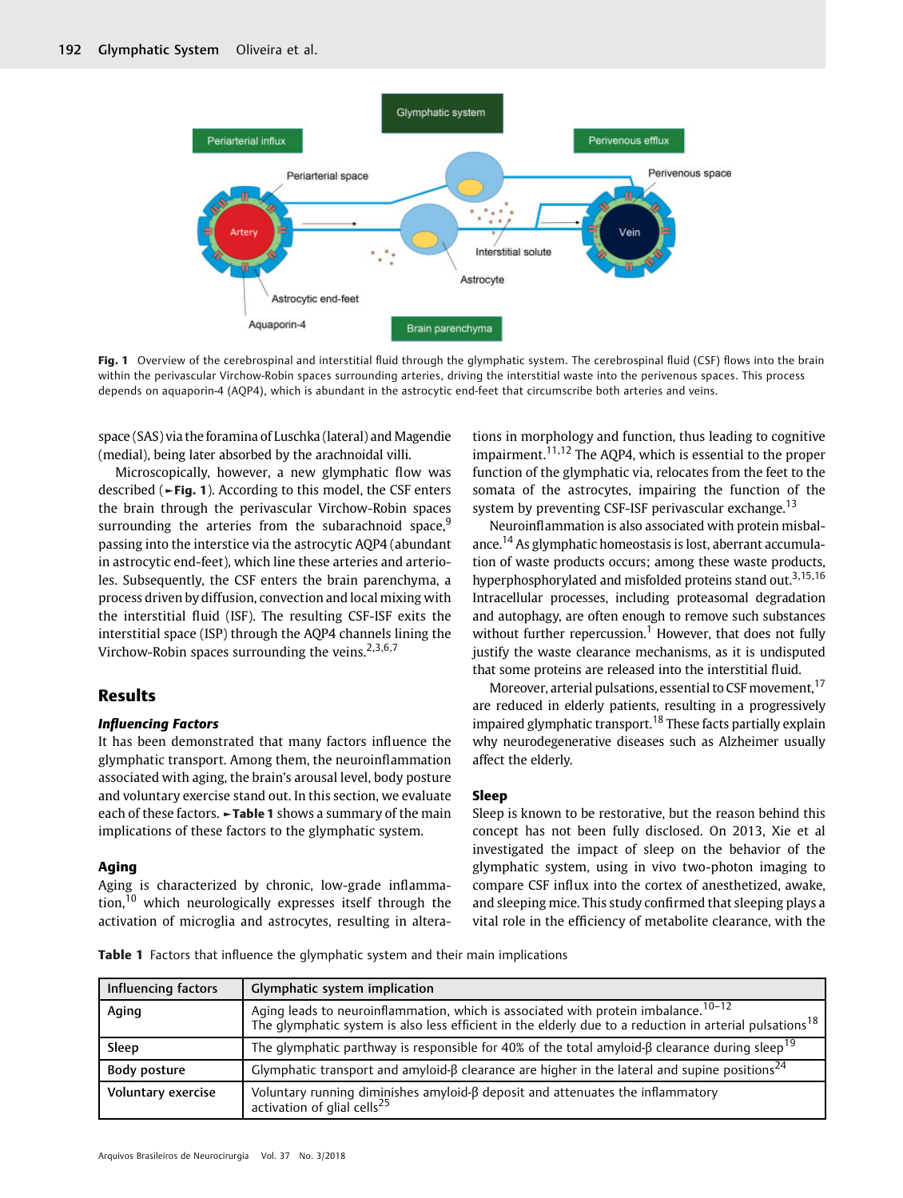Fig. 1 Overview of the cerebrospinal and interstitial fluid through the glymphatic system. The cerebrospinal fluid (CSF) flows into the brain within the perivascular Virchow-Robin spaces surrounding arteries, driving the interstitial waste into the perivenous spaces. This process depends on aquaporin-4 (AQP4), which is abundant in the astrocytic end-feet that circumscribe both arteries and veins.

space (SAS) via the foramina of Luschka (lateral) and Magendie (medial), being later absorbed by the arachnoidal villi.

Microscopically, however, a new glymphatic flow was described (►Fig. 1). According to this model, the CSF enters the brain through the perivascular Virchow-Robin spaces surrounding the arteries from the subarachnoid space,[9] passing into the interstice via the astrocytic AQP4 (abundant in astrocytic end-feet), which line these arteries and arterioles. Subsequently, the CSF enters the brain parenchyma, a process driven by diffusion, convection and local mixing with the interstitial fluid (ISF). The resulting CSF-ISF exits the interstitial space (ISP) through the AQP4 channels lining the Virchow-Robin spaces surrounding the veins.[2,3,6,7]

## Results

### *Influencing Factors*

It has been demonstrated that many factors influence the glymphatic transport. Among them, the neuroinflammation associated with aging, the brain's arousal level, body posture and voluntary exercise stand out. In this section, we evaluate each of these factors. ►Table 1 shows a summary of the main implications of these factors to the glymphatic system.

### Aging

Aging is characterized by chronic, low-grade inflammation,[10] which neurologically expresses itself through the activation of microglia and astrocytes, resulting in alterations in morphology and function, thus leading to cognitive impairment.[11,12] The AQP4, which is essential to the proper function of the glymphatic via, relocates from the feet to the somata of the astrocytes, impairing the function of the system by preventing CSF-ISF perivascular exchange.[13]

Neuroinflammation is also associated with protein misbalance.[14] As glymphatic homeostasis is lost, aberrant accumulation of waste products occurs; among these waste products, hyperphosphorylated and misfolded proteins stand out.[3,15,16] Intracellular processes, including proteasomal degradation and autophagy, are often enough to remove such substances without further repercussion.[1] However, that does not fully justify the waste clearance mechanisms, as it is undisputed that some proteins are released into the interstitial fluid.

Moreover, arterial pulsations, essential to CSF movement,[17] are reduced in elderly patients, resulting in a progressively impaired glymphatic transport.[18] These facts partially explain why neurodegenerative diseases such as Alzheimer usually affect the elderly.

### Sleep

Sleep is known to be restorative, but the reason behind this concept has not been fully disclosed. On 2013, Xie et al investigated the impact of sleep on the behavior of the glymphatic system, using in vivo two-photon imaging to compare CSF influx into the cortex of anesthetized, awake, and sleeping mice. This study confirmed that sleeping plays a vital role in the efficiency of metabolite clearance, with the

Table 1 Factors that influence the glymphatic system and their main implications

| Influencing factors | Glymphatic system implication |
|---|---|
| Aging | Aging leads to neuroinflammation, which is associated with protein imbalance.[10–12] The glymphatic system is also less efficient in the elderly due to a reduction in arterial pulsations[18] |
| Sleep | The glymphatic parthway is responsible for 40% of the total amyloid-β clearance during sleep[19] |
| Body posture | Glymphatic transport and amyloid-β clearance are higher in the lateral and supine positions[24] |
| Voluntary exercise | Voluntary running diminishes amyloid-β deposit and attenuates the inflammatory activation of glial cells[25] |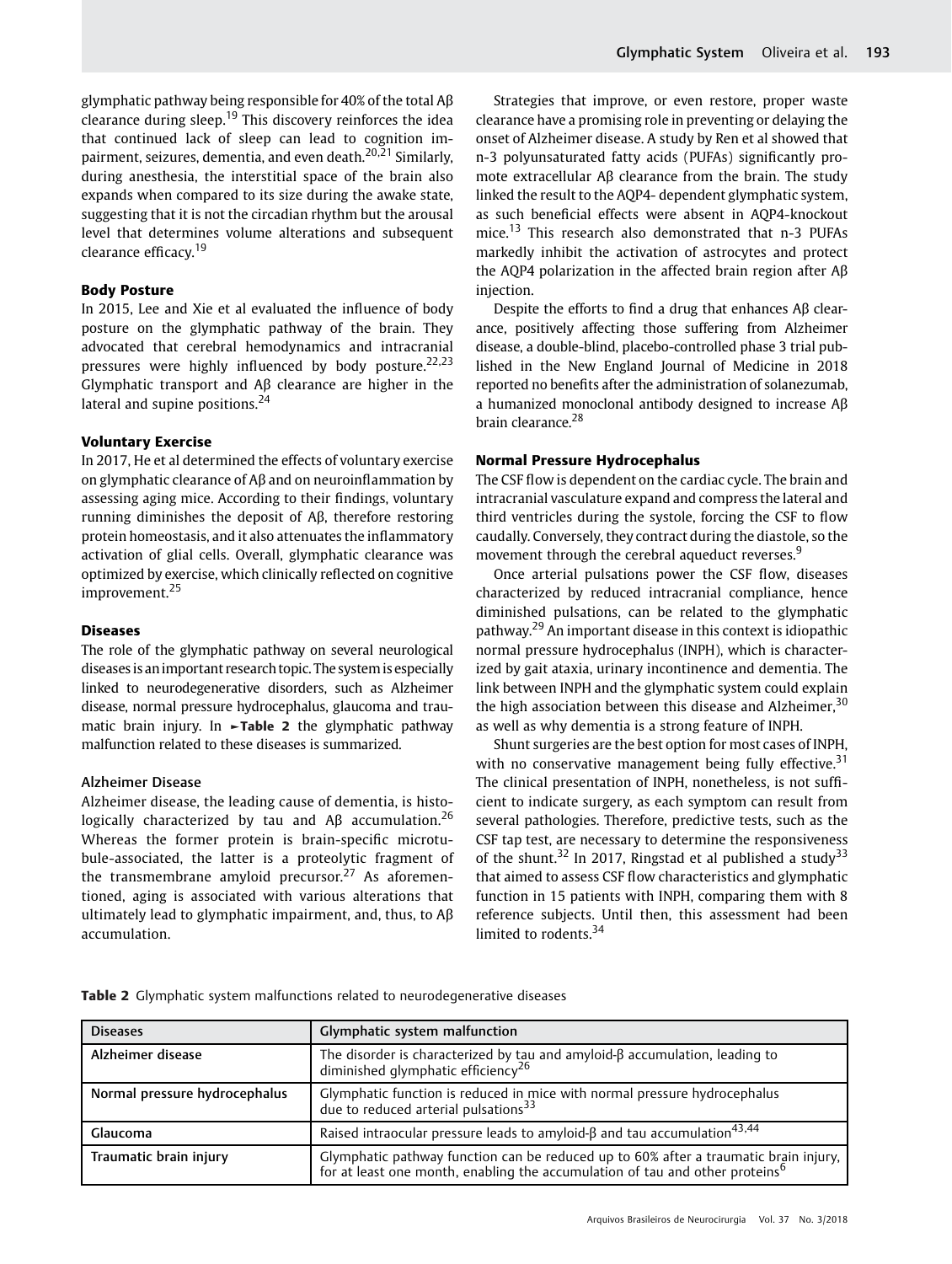glymphatic pathway being responsible for 40% of the total Aβ clearance during sleep.[19] This discovery reinforces the idea that continued lack of sleep can lead to cognition impairment, seizures, dementia, and even death.[20,21] Similarly, during anesthesia, the interstitial space of the brain also expands when compared to its size during the awake state, suggesting that it is not the circadian rhythm but the arousal level that determines volume alterations and subsequent clearance efficacy.[19]

### Body Posture

In 2015, Lee and Xie et al evaluated the influence of body posture on the glymphatic pathway of the brain. They advocated that cerebral hemodynamics and intracranial pressures were highly influenced by body posture.[22,23] Glymphatic transport and Aβ clearance are higher in the lateral and supine positions.[24]

### Voluntary Exercise

In 2017, He et al determined the effects of voluntary exercise on glymphatic clearance of Aβ and on neuroinflammation by assessing aging mice. According to their findings, voluntary running diminishes the deposit of Aβ, therefore restoring protein homeostasis, and it also attenuates the inflammatory activation of glial cells. Overall, glymphatic clearance was optimized by exercise, which clinically reflected on cognitive improvement.[25]

### Diseases

The role of the glymphatic pathway on several neurological diseases is an important research topic. The system is especially linked to neurodegenerative disorders, such as Alzheimer disease, normal pressure hydrocephalus, glaucoma and traumatic brain injury. In ►Table 2 the glymphatic pathway malfunction related to these diseases is summarized.

#### Alzheimer Disease

Alzheimer disease, the leading cause of dementia, is histologically characterized by tau and Aβ accumulation.[26] Whereas the former protein is brain-specific microtubule-associated, the latter is a proteolytic fragment of the transmembrane amyloid precursor.[27] As aforementioned, aging is associated with various alterations that ultimately lead to glymphatic impairment, and, thus, to Aβ accumulation.

Strategies that improve, or even restore, proper waste clearance have a promising role in preventing or delaying the onset of Alzheimer disease. A study by Ren et al showed that n-3 polyunsaturated fatty acids (PUFAs) significantly promote extracellular Aβ clearance from the brain. The study linked the result to the AQP4- dependent glymphatic system, as such beneficial effects were absent in AQP4-knockout mice.[13] This research also demonstrated that n-3 PUFAs markedly inhibit the activation of astrocytes and protect the AQP4 polarization in the affected brain region after Aβ injection.

Despite the efforts to find a drug that enhances Aβ clearance, positively affecting those suffering from Alzheimer disease, a double-blind, placebo-controlled phase 3 trial published in the New England Journal of Medicine in 2018 reported no benefits after the administration of solanezumab, a humanized monoclonal antibody designed to increase Aβ brain clearance.[28]

### Normal Pressure Hydrocephalus

The CSF flow is dependent on the cardiac cycle. The brain and intracranial vasculature expand and compress the lateral and third ventricles during the systole, forcing the CSF to flow caudally. Conversely, they contract during the diastole, so the movement through the cerebral aqueduct reverses.[9]

Once arterial pulsations power the CSF flow, diseases characterized by reduced intracranial compliance, hence diminished pulsations, can be related to the glymphatic pathway.[29] An important disease in this context is idiopathic normal pressure hydrocephalus (INPH), which is characterized by gait ataxia, urinary incontinence and dementia. The link between INPH and the glymphatic system could explain the high association between this disease and Alzheimer,[30] as well as why dementia is a strong feature of INPH.

Shunt surgeries are the best option for most cases of INPH, with no conservative management being fully effective.[31] The clinical presentation of INPH, nonetheless, is not sufficient to indicate surgery, as each symptom can result from several pathologies. Therefore, predictive tests, such as the CSF tap test, are necessary to determine the responsiveness of the shunt.[32] In 2017, Ringstad et al published a study[33] that aimed to assess CSF flow characteristics and glymphatic function in 15 patients with INPH, comparing them with 8 reference subjects. Until then, this assessment had been limited to rodents.[34]

**Table 2** Glymphatic system malfunctions related to neurodegenerative diseases

| Diseases | Glymphatic system malfunction |
|---|---|
| Alzheimer disease | The disorder is characterized by tau and amyloid-β accumulation, leading to diminished glymphatic efficiency[26] |
| Normal pressure hydrocephalus | Glymphatic function is reduced in mice with normal pressure hydrocephalus due to reduced arterial pulsations[33] |
| Glaucoma | Raised intraocular pressure leads to amyloid-β and tau accumulation[43,44] |
| Traumatic brain injury | Glymphatic pathway function can be reduced up to 60% after a traumatic brain injury, for at least one month, enabling the accumulation of tau and other proteins[6] |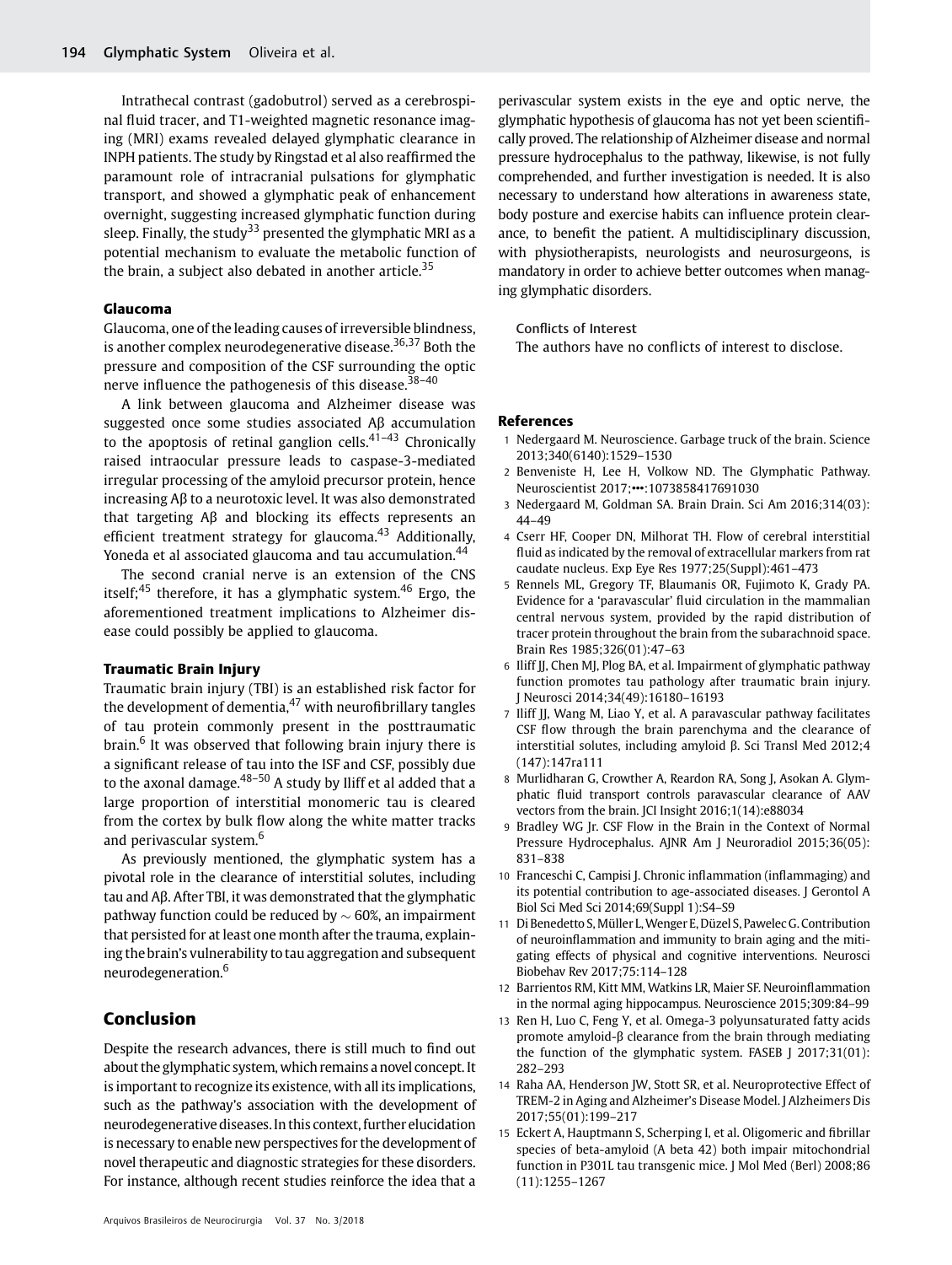Intrathecal contrast (gadobutrol) served as a cerebrospinal fluid tracer, and T1-weighted magnetic resonance imaging (MRI) exams revealed delayed glymphatic clearance in INPH patients. The study by Ringstad et al also reaffirmed the paramount role of intracranial pulsations for glymphatic transport, and showed a glymphatic peak of enhancement overnight, suggesting increased glymphatic function during sleep. Finally, the study[33] presented the glymphatic MRI as a potential mechanism to evaluate the metabolic function of the brain, a subject also debated in another article.[35]

### Glaucoma

Glaucoma, one of the leading causes of irreversible blindness, is another complex neurodegenerative disease.[36,37] Both the pressure and composition of the CSF surrounding the optic nerve influence the pathogenesis of this disease.[38–40]

A link between glaucoma and Alzheimer disease was suggested once some studies associated Aβ accumulation to the apoptosis of retinal ganglion cells.[41–43] Chronically raised intraocular pressure leads to caspase-3-mediated irregular processing of the amyloid precursor protein, hence increasing Aβ to a neurotoxic level. It was also demonstrated that targeting Aβ and blocking its effects represents an efficient treatment strategy for glaucoma.[43] Additionally, Yoneda et al associated glaucoma and tau accumulation.[44]

The second cranial nerve is an extension of the CNS itself;[45] therefore, it has a glymphatic system.[46] Ergo, the aforementioned treatment implications to Alzheimer disease could possibly be applied to glaucoma.

### Traumatic Brain Injury

Traumatic brain injury (TBI) is an established risk factor for the development of dementia,[47] with neurofibrillary tangles of tau protein commonly present in the posttraumatic brain.[6] It was observed that following brain injury there is a significant release of tau into the ISF and CSF, possibly due to the axonal damage.[48–50] A study by Iliff et al added that a large proportion of interstitial monomeric tau is cleared from the cortex by bulk flow along the white matter tracks and perivascular system.[6]

As previously mentioned, the glymphatic system has a pivotal role in the clearance of interstitial solutes, including tau and Aβ. After TBI, it was demonstrated that the glymphatic pathway function could be reduced by $\sim 60\%$, an impairment that persisted for at least one month after the trauma, explaining the brain's vulnerability to tau aggregation and subsequent neurodegeneration.[6]

## Conclusion

Despite the research advances, there is still much to find out about the glymphatic system, which remains a novel concept. It is important to recognize its existence, with all its implications, such as the pathway's association with the development of neurodegenerative diseases. In this context, further elucidation is necessary to enable new perspectives for the development of novel therapeutic and diagnostic strategies for these disorders. For instance, although recent studies reinforce the idea that a perivascular system exists in the eye and optic nerve, the glymphatic hypothesis of glaucoma has not yet been scientifically proved. The relationship of Alzheimer disease and normal pressure hydrocephalus to the pathway, likewise, is not fully comprehended, and further investigation is needed. It is also necessary to understand how alterations in awareness state, body posture and exercise habits can influence protein clearance, to benefit the patient. A multidisciplinary discussion, with physiotherapists, neurologists and neurosurgeons, is mandatory in order to achieve better outcomes when managing glymphatic disorders.

Conflicts of Interest

The authors have no conflicts of interest to disclose.

### References

1. Nedergaard M. Neuroscience. Garbage truck of the brain. Science 2013;340(6140):1529–1530
2. Benveniste H, Lee H, Volkow ND. The Glymphatic Pathway. Neuroscientist 2017;•••:1073858417691030
3. Nedergaard M, Goldman SA. Brain Drain. Sci Am 2016;314(03):44–49
4. Cserr HF, Cooper DN, Milhorat TH. Flow of cerebral interstitial fluid as indicated by the removal of extracellular markers from rat caudate nucleus. Exp Eye Res 1977;25(Suppl):461–473
5. Rennels ML, Gregory TF, Blaumanis OR, Fujimoto K, Grady PA. Evidence for a 'paravascular' fluid circulation in the mammalian central nervous system, provided by the rapid distribution of tracer protein throughout the brain from the subarachnoid space. Brain Res 1985;326(01):47–63
6. Iliff JJ, Chen MJ, Plog BA, et al. Impairment of glymphatic pathway function promotes tau pathology after traumatic brain injury. J Neurosci 2014;34(49):16180–16193
7. Iliff JJ, Wang M, Liao Y, et al. A paravascular pathway facilitates CSF flow through the brain parenchyma and the clearance of interstitial solutes, including amyloid β. Sci Transl Med 2012;4(147):147ra111
8. Murlidharan G, Crowther A, Reardon RA, Song J, Asokan A. Glymphatic fluid transport controls paravascular clearance of AAV vectors from the brain. JCI Insight 2016;1(14):e88034
9. Bradley WG Jr. CSF Flow in the Brain in the Context of Normal Pressure Hydrocephalus. AJNR Am J Neuroradiol 2015;36(05):831–838
10. Franceschi C, Campisi J. Chronic inflammation (inflammaging) and its potential contribution to age-associated diseases. J Gerontol A Biol Sci Med Sci 2014;69(Suppl 1):S4–S9
11. Di Benedetto S, Müller L, Wenger E, Düzel S, Pawelec G. Contribution of neuroinflammation and immunity to brain aging and the mitigating effects of physical and cognitive interventions. Neurosci Biobehav Rev 2017;75:114–128
12. Barrientos RM, Kitt MM, Watkins LR, Maier SF. Neuroinflammation in the normal aging hippocampus. Neuroscience 2015;309:84–99
13. Ren H, Luo C, Feng Y, et al. Omega-3 polyunsaturated fatty acids promote amyloid-β clearance from the brain through mediating the function of the glymphatic system. FASEB J 2017;31(01):282–293
14. Raha AA, Henderson JW, Stott SR, et al. Neuroprotective Effect of TREM-2 in Aging and Alzheimer's Disease Model. J Alzheimers Dis 2017;55(01):199–217
15. Eckert A, Hauptmann S, Scherping I, et al. Oligomeric and fibrillar species of beta-amyloid (A beta 42) both impair mitochondrial function in P301L tau transgenic mice. J Mol Med (Berl) 2008;86(11):1255–1267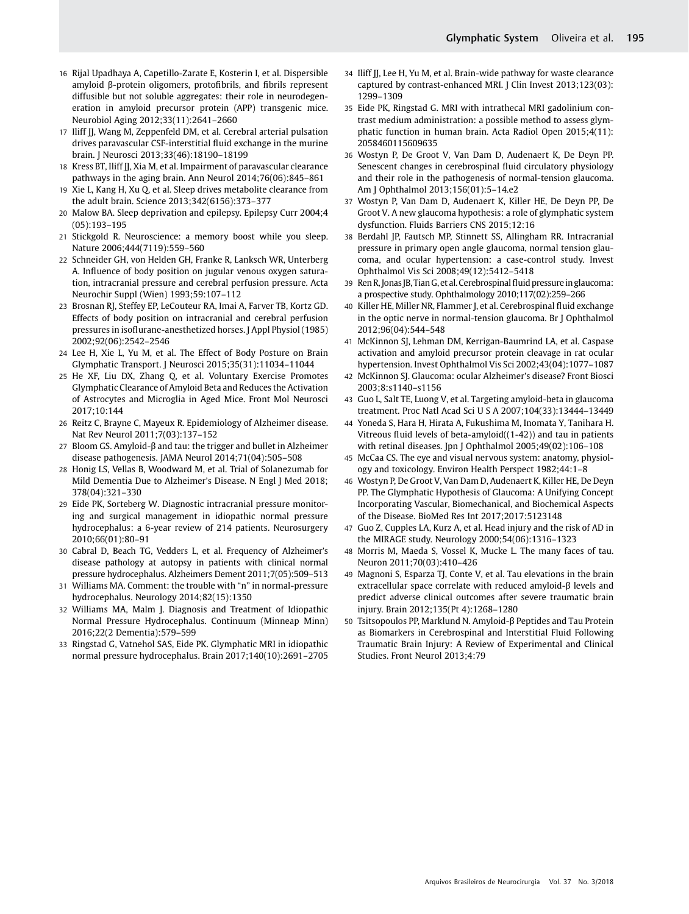16 Rijal Upadhaya A, Capetillo-Zarate E, Kosterin I, et al. Dispersible amyloid β-protein oligomers, protofibrils, and fibrils represent diffusible but not soluble aggregates: their role in neurodegeneration in amyloid precursor protein (APP) transgenic mice. Neurobiol Aging 2012;33(11):2641–2660

17 Iliff JJ, Wang M, Zeppenfeld DM, et al. Cerebral arterial pulsation drives paravascular CSF-interstitial fluid exchange in the murine brain. J Neurosci 2013;33(46):18190–18199

18 Kress BT, Iliff JJ, Xia M, et al. Impairment of paravascular clearance pathways in the aging brain. Ann Neurol 2014;76(06):845–861

19 Xie L, Kang H, Xu Q, et al. Sleep drives metabolite clearance from the adult brain. Science 2013;342(6156):373–377

20 Malow BA. Sleep deprivation and epilepsy. Epilepsy Curr 2004;4(05):193–195

21 Stickgold R. Neuroscience: a memory boost while you sleep. Nature 2006;444(7119):559–560

22 Schneider GH, von Helden GH, Franke R, Lanksch WR, Unterberg A. Influence of body position on jugular venous oxygen saturation, intracranial pressure and cerebral perfusion pressure. Acta Neurochir Suppl (Wien) 1993;59:107–112

23 Brosnan RJ, Steffey EP, LeCouteur RA, Imai A, Farver TB, Kortz GD. Effects of body position on intracranial and cerebral perfusion pressures in isoflurane-anesthetized horses. J Appl Physiol (1985) 2002;92(06):2542–2546

24 Lee H, Xie L, Yu M, et al. The Effect of Body Posture on Brain Glymphatic Transport. J Neurosci 2015;35(31):11034–11044

25 He XF, Liu DX, Zhang Q, et al. Voluntary Exercise Promotes Glymphatic Clearance of Amyloid Beta and Reduces the Activation of Astrocytes and Microglia in Aged Mice. Front Mol Neurosci 2017;10:144

26 Reitz C, Brayne C, Mayeux R. Epidemiology of Alzheimer disease. Nat Rev Neurol 2011;7(03):137–152

27 Bloom GS. Amyloid-β and tau: the trigger and bullet in Alzheimer disease pathogenesis. JAMA Neurol 2014;71(04):505–508

28 Honig LS, Vellas B, Woodward M, et al. Trial of Solanezumab for Mild Dementia Due to Alzheimer's Disease. N Engl J Med 2018;378(04):321–330

29 Eide PK, Sorteberg W. Diagnostic intracranial pressure monitoring and surgical management in idiopathic normal pressure hydrocephalus: a 6-year review of 214 patients. Neurosurgery 2010;66(01):80–91

30 Cabral D, Beach TG, Vedders L, et al. Frequency of Alzheimer's disease pathology at autopsy in patients with clinical normal pressure hydrocephalus. Alzheimers Dement 2011;7(05):509–513

31 Williams MA. Comment: the trouble with "n" in normal-pressure hydrocephalus. Neurology 2014;82(15):1350

32 Williams MA, Malm J. Diagnosis and Treatment of Idiopathic Normal Pressure Hydrocephalus. Continuum (Minneap Minn) 2016;22(2 Dementia):579–599

33 Ringstad G, Vatnehol SAS, Eide PK. Glymphatic MRI in idiopathic normal pressure hydrocephalus. Brain 2017;140(10):2691–2705

34 Iliff JJ, Lee H, Yu M, et al. Brain-wide pathway for waste clearance captured by contrast-enhanced MRI. J Clin Invest 2013;123(03):1299–1309

35 Eide PK, Ringstad G. MRI with intrathecal MRI gadolinium contrast medium administration: a possible method to assess glymphatic function in human brain. Acta Radiol Open 2015;4(11):2058460115609635

36 Wostyn P, De Groot V, Van Dam D, Audenaert K, De Deyn PP. Senescent changes in cerebrospinal fluid circulatory physiology and their role in the pathogenesis of normal-tension glaucoma. Am J Ophthalmol 2013;156(01):5–14.e2

37 Wostyn P, Van Dam D, Audenaert K, Killer HE, De Deyn PP, De Groot V. A new glaucoma hypothesis: a role of glymphatic system dysfunction. Fluids Barriers CNS 2015;12:16

38 Berdahl JP, Fautsch MP, Stinnett SS, Allingham RR. Intracranial pressure in primary open angle glaucoma, normal tension glaucoma, and ocular hypertension: a case-control study. Invest Ophthalmol Vis Sci 2008;49(12):5412–5418

39 Ren R, Jonas JB, Tian G, et al. Cerebrospinal fluid pressure in glaucoma: a prospective study. Ophthalmology 2010;117(02):259–266

40 Killer HE, Miller NR, Flammer J, et al. Cerebrospinal fluid exchange in the optic nerve in normal-tension glaucoma. Br J Ophthalmol 2012;96(04):544–548

41 McKinnon SJ, Lehman DM, Kerrigan-Baumrind LA, et al. Caspase activation and amyloid precursor protein cleavage in rat ocular hypertension. Invest Ophthalmol Vis Sci 2002;43(04):1077–1087

42 McKinnon SJ. Glaucoma: ocular Alzheimer's disease? Front Biosci 2003;8:s1140–s1156

43 Guo L, Salt TE, Luong V, et al. Targeting amyloid-beta in glaucoma treatment. Proc Natl Acad Sci U S A 2007;104(33):13444–13449

44 Yoneda S, Hara H, Hirata A, Fukushima M, Inomata Y, Tanihara H. Vitreous fluid levels of beta-amyloid((1-42)) and tau in patients with retinal diseases. Jpn J Ophthalmol 2005;49(02):106–108

45 McCaa CS. The eye and visual nervous system: anatomy, physiology and toxicology. Environ Health Perspect 1982;44:1–8

46 Wostyn P, De Groot V, Van Dam D, Audenaert K, Killer HE, De Deyn PP. The Glymphatic Hypothesis of Glaucoma: A Unifying Concept Incorporating Vascular, Biomechanical, and Biochemical Aspects of the Disease. BioMed Res Int 2017;2017:5123148

47 Guo Z, Cupples LA, Kurz A, et al. Head injury and the risk of AD in the MIRAGE study. Neurology 2000;54(06):1316–1323

48 Morris M, Maeda S, Vossel K, Mucke L. The many faces of tau. Neuron 2011;70(03):410–426

49 Magnoni S, Esparza TJ, Conte V, et al. Tau elevations in the brain extracellular space correlate with reduced amyloid-β levels and predict adverse clinical outcomes after severe traumatic brain injury. Brain 2012;135(Pt 4):1268–1280

50 Tsitsopoulos PP, Marklund N. Amyloid-β Peptides and Tau Protein as Biomarkers in Cerebrospinal and Interstitial Fluid Following Traumatic Brain Injury: A Review of Experimental and Clinical Studies. Front Neurol 2013;4:79